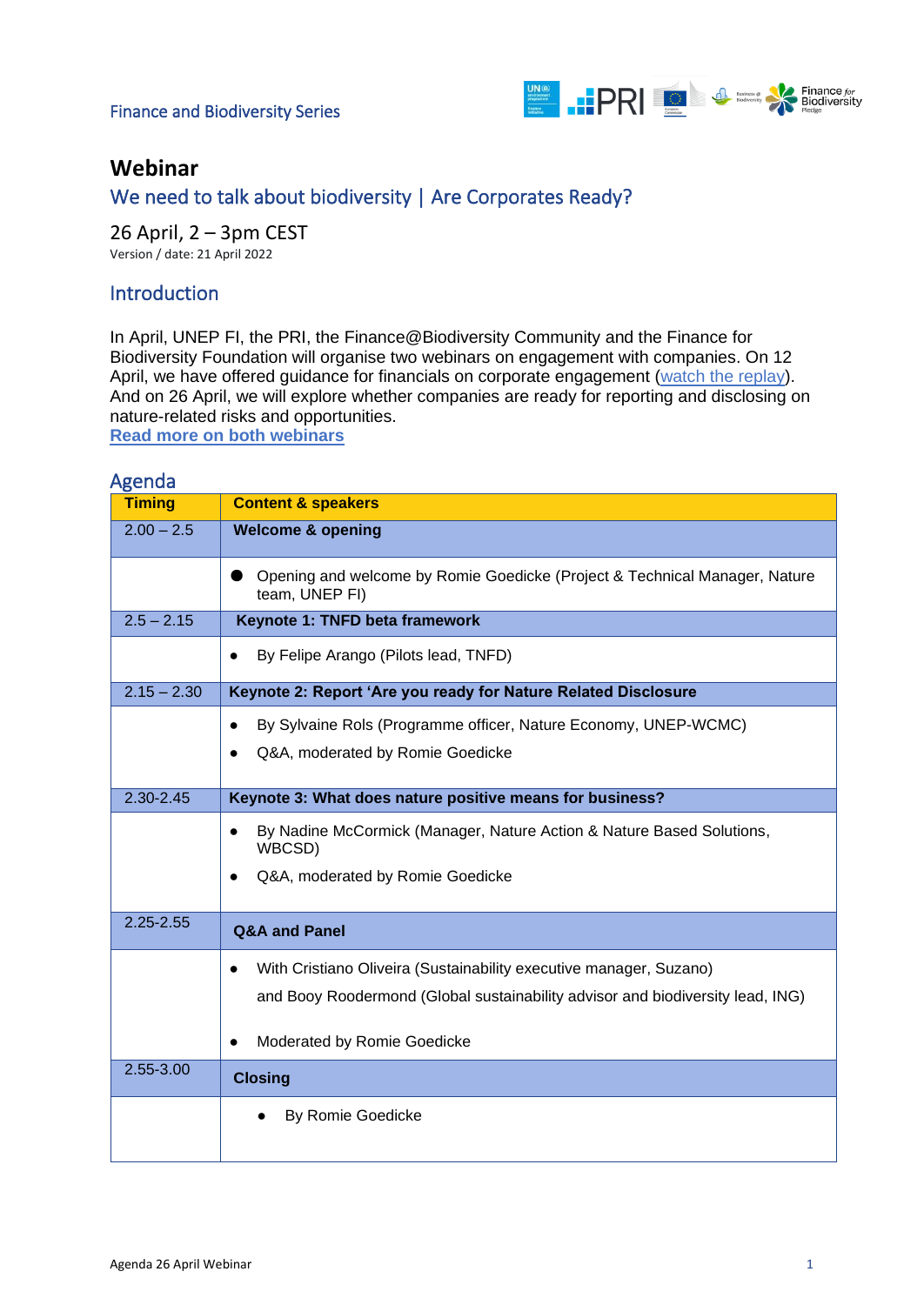Finance and Biodiversity Series

# Webinar

## We need to talk about biodiversity | Are Corporates Ready?

26 April, 2 – 3pm CEST

Version / date: 21 April 2022

## Introduction

In April, UNEP FI, the PRI, the Finance@Biodiversity Community and the Finance for Biodiversity Foundation will organise two webinars on engagement with companies. On 12 April, we have offered guidance for financials on corporate engagement (watch the replay). And on 26 April, we will explore whether companies are ready for reporting and disclosing on nature-related risks and opportunities.

**Read more on both webinars**

## Agenda

| Timing | Content & speakers |
|---|---|
| 2.00 – 2.5 | **Welcome & opening** |
| | • Opening and welcome by Romie Goedicke (Project & Technical Manager, Nature team, UNEP FI) |
| 2.5 – 2.15 | **Keynote 1: TNFD beta framework** |
| | • By Felipe Arango (Pilots lead, TNFD) |
| 2.15 – 2.30 | **Keynote 2: Report 'Are you ready for Nature Related Disclosure** |
| | • By Sylvaine Rols (Programme officer, Nature Economy, UNEP-WCMC)<br>• Q&A, moderated by Romie Goedicke |
| 2.30-2.45 | **Keynote 3: What does nature positive means for business?** |
| | • By Nadine McCormick (Manager, Nature Action & Nature Based Solutions, WBCSD)<br>• Q&A, moderated by Romie Goedicke |
| 2.25-2.55 | **Q&A and Panel** |
| | • With Cristiano Oliveira (Sustainability executive manager, Suzano) and Booy Roodermond (Global sustainability advisor and biodiversity lead, ING)<br>• Moderated by Romie Goedicke |
| 2.55-3.00 | **Closing** |
| | • By Romie Goedicke |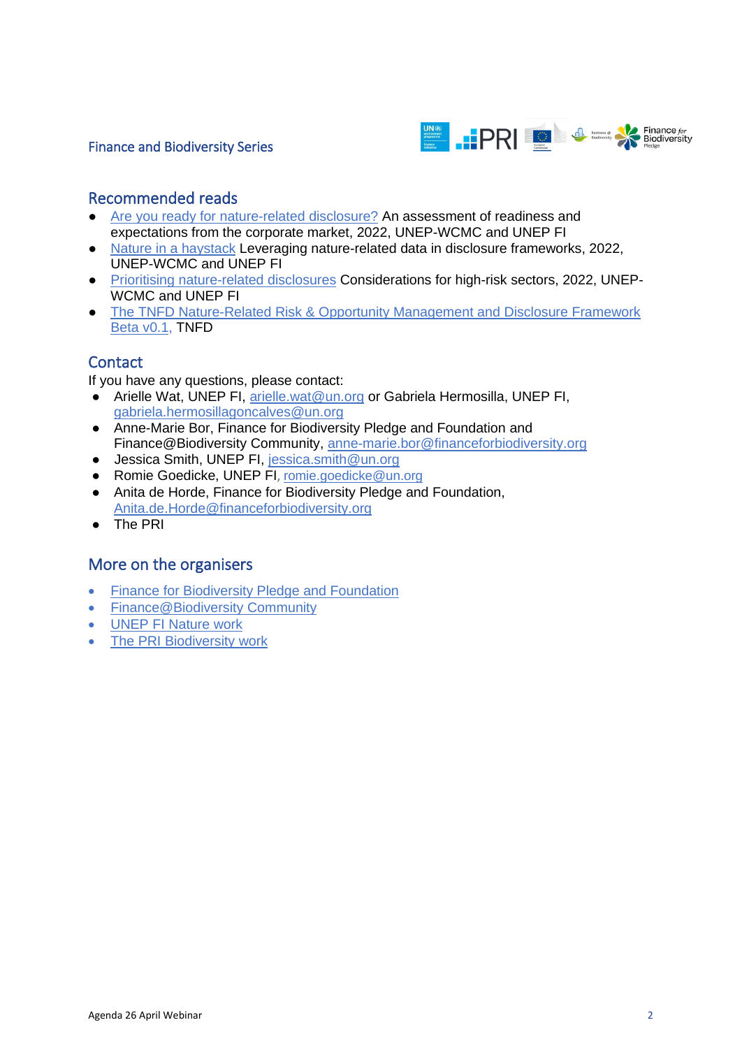## Recommended reads

- Are you ready for nature-related disclosure? An assessment of readiness and expectations from the corporate market, 2022, UNEP-WCMC and UNEP FI
- Nature in a haystack Leveraging nature-related data in disclosure frameworks, 2022, UNEP-WCMC and UNEP FI
- Prioritising nature-related disclosures Considerations for high-risk sectors, 2022, UNEP-WCMC and UNEP FI
- The TNFD Nature-Related Risk & Opportunity Management and Disclosure Framework Beta v0.1, TNFD

## Contact

If you have any questions, please contact:

- Arielle Wat, UNEP FI, arielle.wat@un.org or Gabriela Hermosilla, UNEP FI, gabriela.hermosillagoncalves@un.org
- Anne-Marie Bor, Finance for Biodiversity Pledge and Foundation and Finance@Biodiversity Community, anne-marie.bor@financeforbiodiversity.org
- Jessica Smith, UNEP FI, jessica.smith@un.org
- Romie Goedicke, UNEP FI, romie.goedicke@un.org
- Anita de Horde, Finance for Biodiversity Pledge and Foundation, Anita.de.Horde@financeforbiodiversity.org
- The PRI

## More on the organisers

- Finance for Biodiversity Pledge and Foundation
- Finance@Biodiversity Community
- UNEP FI Nature work
- The PRI Biodiversity work